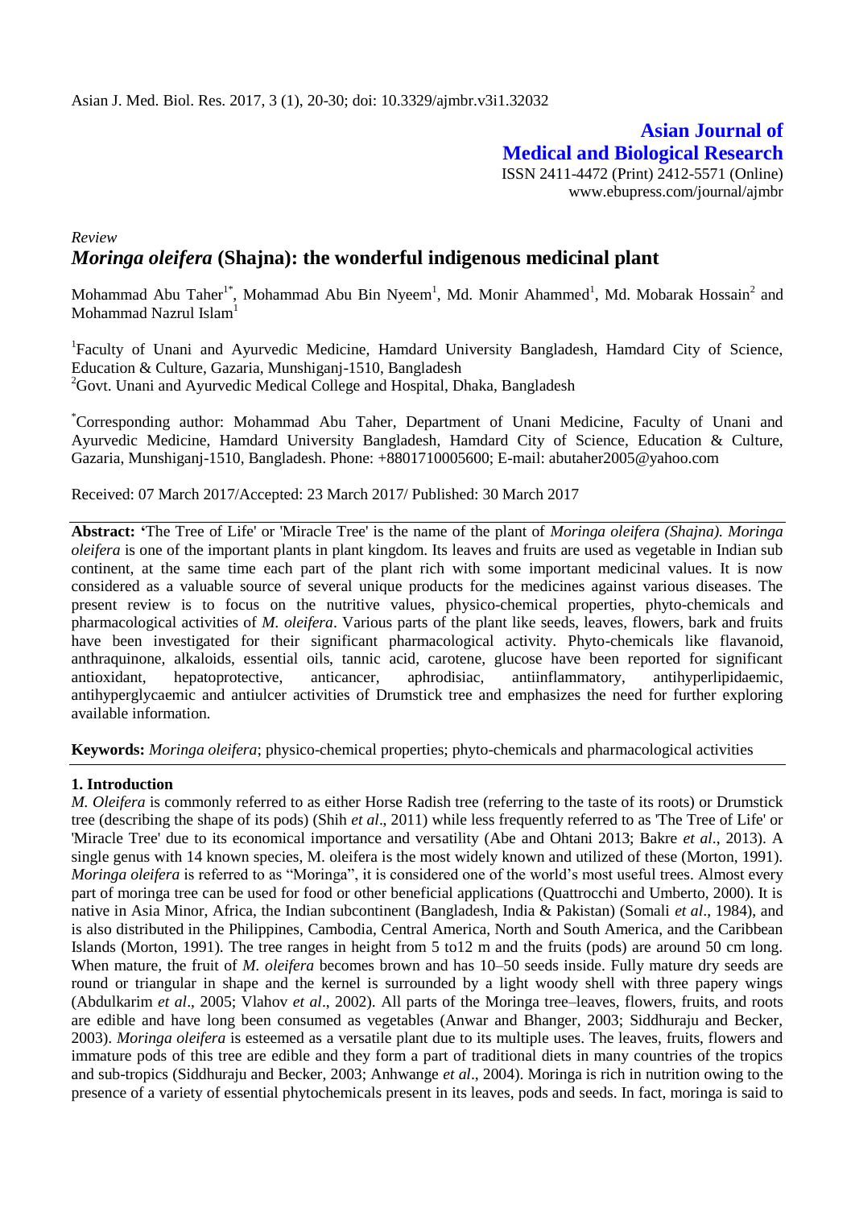Asian J. Med. Biol. Res. 2017, 3 (1), 20-30; doi: 10.3329/ajmbr.v3i1.32032

**Asian Journal of Medical and Biological Research**

ISSN 2411-4472 (Print) 2412-5571 (Online)
www.ebupress.com/journal/ajmbr

*Review*

# *Moringa oleifera* (Shajna): the wonderful indigenous medicinal plant

Mohammad Abu Taher[1*], Mohammad Abu Bin Nyeem[1], Md. Monir Ahammed[1], Md. Mobarak Hossain[2] and Mohammad Nazrul Islam[1]

[1]Faculty of Unani and Ayurvedic Medicine, Hamdard University Bangladesh, Hamdard City of Science, Education & Culture, Gazaria, Munshiganj-1510, Bangladesh

[2]Govt. Unani and Ayurvedic Medical College and Hospital, Dhaka, Bangladesh

[*]Corresponding author: Mohammad Abu Taher, Department of Unani Medicine, Faculty of Unani and Ayurvedic Medicine, Hamdard University Bangladesh, Hamdard City of Science, Education & Culture, Gazaria, Munshiganj-1510, Bangladesh. Phone: +8801710005600; E-mail: abutaher2005@yahoo.com

Received: 07 March 2017/Accepted: 23 March 2017/ Published: 30 March 2017

**Abstract:** 'The Tree of Life' or 'Miracle Tree' is the name of the plant of *Moringa oleifera (Shajna). Moringa oleifera* is one of the important plants in plant kingdom. Its leaves and fruits are used as vegetable in Indian sub continent, at the same time each part of the plant rich with some important medicinal values. It is now considered as a valuable source of several unique products for the medicines against various diseases. The present review is to focus on the nutritive values, physico-chemical properties, phyto-chemicals and pharmacological activities of *M. oleifera*. Various parts of the plant like seeds, leaves, flowers, bark and fruits have been investigated for their significant pharmacological activity. Phyto-chemicals like flavanoid, anthraquinone, alkaloids, essential oils, tannic acid, carotene, glucose have been reported for significant antioxidant, hepatoprotective, anticancer, aphrodisiac, antiinflammatory, antihyperlipidaemic, antihyperglycaemic and antiulcer activities of Drumstick tree and emphasizes the need for further exploring available information.

**Keywords:** *Moringa oleifera*; physico-chemical properties; phyto-chemicals and pharmacological activities

## 1. Introduction

*M. Oleifera* is commonly referred to as either Horse Radish tree (referring to the taste of its roots) or Drumstick tree (describing the shape of its pods) (Shih *et al*., 2011) while less frequently referred to as 'The Tree of Life' or 'Miracle Tree' due to its economical importance and versatility (Abe and Ohtani 2013; Bakre *et al*., 2013). A single genus with 14 known species, M. oleifera is the most widely known and utilized of these (Morton, 1991). *Moringa oleifera* is referred to as "Moringa", it is considered one of the world's most useful trees. Almost every part of moringa tree can be used for food or other beneficial applications (Quattrocchi and Umberto, 2000). It is native in Asia Minor, Africa, the Indian subcontinent (Bangladesh, India & Pakistan) (Somali *et al*., 1984), and is also distributed in the Philippines, Cambodia, Central America, North and South America, and the Caribbean Islands (Morton, 1991). The tree ranges in height from 5 to12 m and the fruits (pods) are around 50 cm long. When mature, the fruit of *M. oleifera* becomes brown and has 10–50 seeds inside. Fully mature dry seeds are round or triangular in shape and the kernel is surrounded by a light woody shell with three papery wings (Abdulkarim *et al*., 2005; Vlahov *et al*., 2002). All parts of the Moringa tree–leaves, flowers, fruits, and roots are edible and have long been consumed as vegetables (Anwar and Bhanger, 2003; Siddhuraju and Becker, 2003). *Moringa oleifera* is esteemed as a versatile plant due to its multiple uses. The leaves, fruits, flowers and immature pods of this tree are edible and they form a part of traditional diets in many countries of the tropics and sub-tropics (Siddhuraju and Becker, 2003; Anhwange *et al*., 2004). Moringa is rich in nutrition owing to the presence of a variety of essential phytochemicals present in its leaves, pods and seeds. In fact, moringa is said to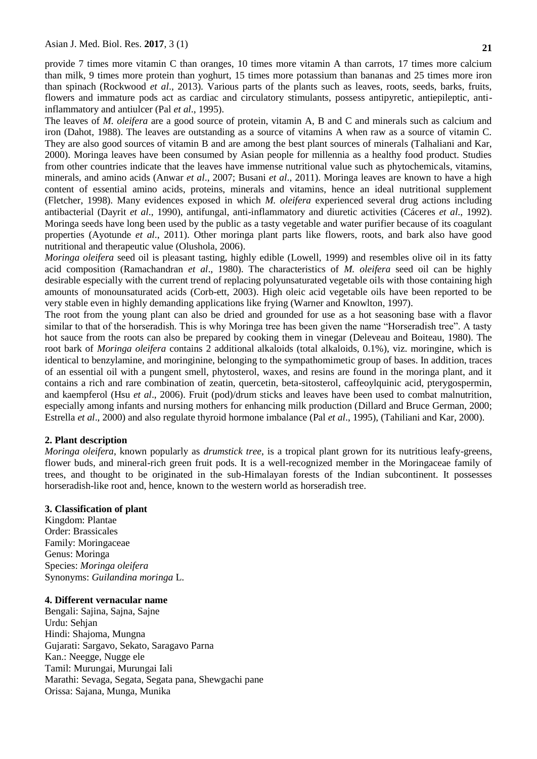provide 7 times more vitamin C than oranges, 10 times more vitamin A than carrots, 17 times more calcium than milk, 9 times more protein than yoghurt, 15 times more potassium than bananas and 25 times more iron than spinach (Rockwood *et al*., 2013). Various parts of the plants such as leaves, roots, seeds, barks, fruits, flowers and immature pods act as cardiac and circulatory stimulants, possess antipyretic, antiepileptic, anti-inflammatory and antiulcer (Pal *et al*., 1995).

The leaves of *M. oleifera* are a good source of protein, vitamin A, B and C and minerals such as calcium and iron (Dahot, 1988). The leaves are outstanding as a source of vitamins A when raw as a source of vitamin C. They are also good sources of vitamin B and are among the best plant sources of minerals (Talhaliani and Kar, 2000). Moringa leaves have been consumed by Asian people for millennia as a healthy food product. Studies from other countries indicate that the leaves have immense nutritional value such as phytochemicals, vitamins, minerals, and amino acids (Anwar *et al*., 2007; Busani *et al*., 2011). Moringa leaves are known to have a high content of essential amino acids, proteins, minerals and vitamins, hence an ideal nutritional supplement (Fletcher, 1998). Many evidences exposed in which *M. oleifera* experienced several drug actions including antibacterial (Dayrit *et al*., 1990), antifungal, anti-inflammatory and diuretic activities (Cáceres *et al*., 1992). Moringa seeds have long been used by the public as a tasty vegetable and water purifier because of its coagulant properties (Ayotunde *et al*., 2011). Other moringa plant parts like flowers, roots, and bark also have good nutritional and therapeutic value (Olushola, 2006).

*Moringa oleifera* seed oil is pleasant tasting, highly edible (Lowell, 1999) and resembles olive oil in its fatty acid composition (Ramachandran *et al*., 1980). The characteristics of *M. oleifera* seed oil can be highly desirable especially with the current trend of replacing polyunsaturated vegetable oils with those containing high amounts of monounsaturated acids (Corb-ett, 2003). High oleic acid vegetable oils have been reported to be very stable even in highly demanding applications like frying (Warner and Knowlton, 1997).

The root from the young plant can also be dried and grounded for use as a hot seasoning base with a flavor similar to that of the horseradish. This is why Moringa tree has been given the name "Horseradish tree". A tasty hot sauce from the roots can also be prepared by cooking them in vinegar (Deleveau and Boiteau, 1980). The root bark of *Moringa oleifera* contains 2 additional alkaloids (total alkaloids, 0.1%), viz. moringine, which is identical to benzylamine, and moringinine, belonging to the sympathomimetic group of bases. In addition, traces of an essential oil with a pungent smell, phytosterol, waxes, and resins are found in the moringa plant, and it contains a rich and rare combination of zeatin, quercetin, beta-sitosterol, caffeoylquinic acid, pterygospermin, and kaempferol (Hsu *et al*., 2006). Fruit (pod)/drum sticks and leaves have been used to combat malnutrition, especially among infants and nursing mothers for enhancing milk production (Dillard and Bruce German, 2000; Estrella *et al*., 2000) and also regulate thyroid hormone imbalance (Pal *et al*., 1995), (Tahiliani and Kar, 2000).

## 2. Plant description

*Moringa oleifera*, known popularly as *drumstick tree*, is a tropical plant grown for its nutritious leafy-greens, flower buds, and mineral-rich green fruit pods. It is a well-recognized member in the Moringaceae family of trees, and thought to be originated in the sub-Himalayan forests of the Indian subcontinent. It possesses horseradish-like root and, hence, known to the western world as horseradish tree.

## 3. Classification of plant

Kingdom: Plantae
Order: Brassicales
Family: Moringaceae
Genus: Moringa
Species: *Moringa oleifera*
Synonyms: *Guilandina moringa* L.

## 4. Different vernacular name

Bengali: Sajina, Sajna, Sajne
Urdu: Sehjan
Hindi: Shajoma, Mungna
Gujarati: Sargavo, Sekato, Saragavo Parna
Kan.: Neegge, Nugge ele
Tamil: Murungai, Murungai Iali
Marathi: Sevaga, Segata, Segata pana, Shewgachi pane
Orissa: Sajana, Munga, Munika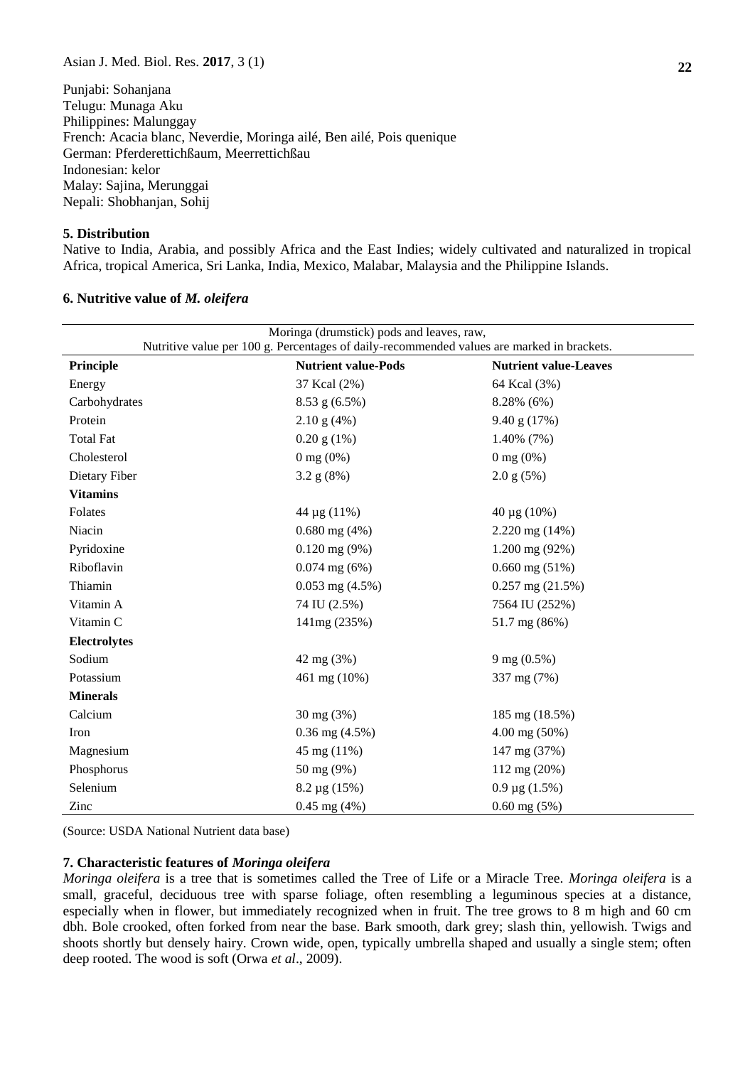Punjabi: Sohanjana
Telugu: Munaga Aku
Philippines: Malunggay
French: Acacia blanc, Neverdie, Moringa ailé, Ben ailé, Pois quenique
German: Pferderettichßaum, Meerrettichßau
Indonesian: kelor
Malay: Sajina, Merunggai
Nepali: Shobhanjan, Sohij

## 5. Distribution

Native to India, Arabia, and possibly Africa and the East Indies; widely cultivated and naturalized in tropical Africa, tropical America, Sri Lanka, India, Mexico, Malabar, Malaysia and the Philippine Islands.

## 6. Nutritive value of *M. oleifera*

Moringa (drumstick) pods and leaves, raw,
Nutritive value per 100 g. Percentages of daily-recommended values are marked in brackets.

| Principle | Nutrient value-Pods | Nutrient value-Leaves |
|---|---|---|
| Energy | 37 Kcal (2%) | 64 Kcal (3%) |
| Carbohydrates | 8.53 g (6.5%) | 8.28% (6%) |
| Protein | 2.10 g (4%) | 9.40 g (17%) |
| Total Fat | 0.20 g (1%) | 1.40% (7%) |
| Cholesterol | 0 mg (0%) | 0 mg (0%) |
| Dietary Fiber | 3.2 g (8%) | 2.0 g (5%) |
| **Vitamins** | | |
| Folates | 44 µg (11%) | 40 µg (10%) |
| Niacin | 0.680 mg (4%) | 2.220 mg (14%) |
| Pyridoxine | 0.120 mg (9%) | 1.200 mg (92%) |
| Riboflavin | 0.074 mg (6%) | 0.660 mg (51%) |
| Thiamin | 0.053 mg (4.5%) | 0.257 mg (21.5%) |
| Vitamin A | 74 IU (2.5%) | 7564 IU (252%) |
| Vitamin C | 141mg (235%) | 51.7 mg (86%) |
| **Electrolytes** | | |
| Sodium | 42 mg (3%) | 9 mg (0.5%) |
| Potassium | 461 mg (10%) | 337 mg (7%) |
| **Minerals** | | |
| Calcium | 30 mg (3%) | 185 mg (18.5%) |
| Iron | 0.36 mg (4.5%) | 4.00 mg (50%) |
| Magnesium | 45 mg (11%) | 147 mg (37%) |
| Phosphorus | 50 mg (9%) | 112 mg (20%) |
| Selenium | 8.2 µg (15%) | 0.9 µg (1.5%) |
| Zinc | 0.45 mg (4%) | 0.60 mg (5%) |

(Source: USDA National Nutrient data base)

## 7. Characteristic features of *Moringa oleifera*

*Moringa oleifera* is a tree that is sometimes called the Tree of Life or a Miracle Tree. *Moringa oleifera* is a small, graceful, deciduous tree with sparse foliage, often resembling a leguminous species at a distance, especially when in flower, but immediately recognized when in fruit. The tree grows to 8 m high and 60 cm dbh. Bole crooked, often forked from near the base. Bark smooth, dark grey; slash thin, yellowish. Twigs and shoots shortly but densely hairy. Crown wide, open, typically umbrella shaped and usually a single stem; often deep rooted. The wood is soft (Orwa *et al*., 2009).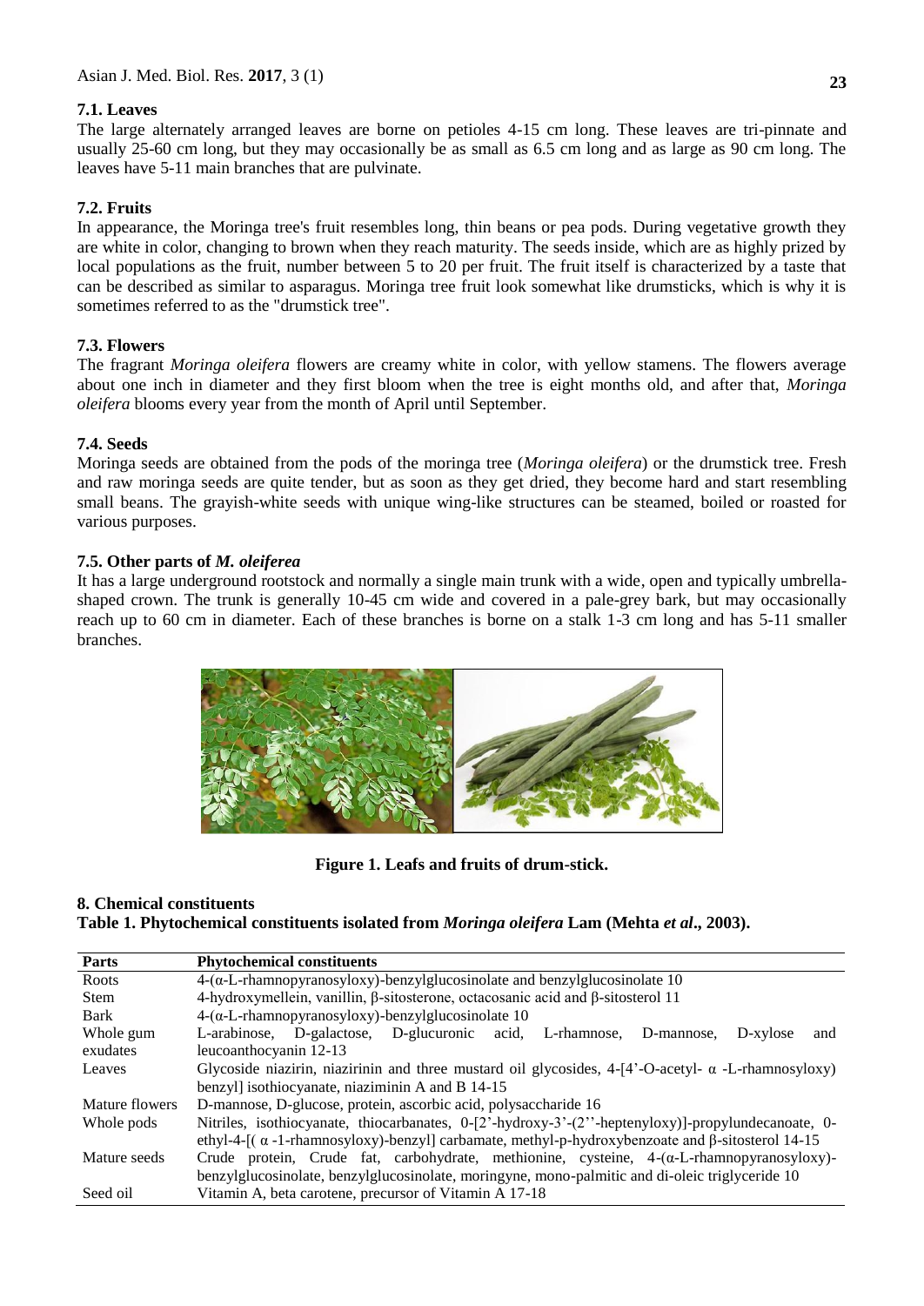### 7.1. Leaves

The large alternately arranged leaves are borne on petioles 4-15 cm long. These leaves are tri-pinnate and usually 25-60 cm long, but they may occasionally be as small as 6.5 cm long and as large as 90 cm long. The leaves have 5-11 main branches that are pulvinate.

### 7.2. Fruits

In appearance, the Moringa tree's fruit resembles long, thin beans or pea pods. During vegetative growth they are white in color, changing to brown when they reach maturity. The seeds inside, which are as highly prized by local populations as the fruit, number between 5 to 20 per fruit. The fruit itself is characterized by a taste that can be described as similar to asparagus. Moringa tree fruit look somewhat like drumsticks, which is why it is sometimes referred to as the "drumstick tree".

### 7.3. Flowers

The fragrant *Moringa oleifera* flowers are creamy white in color, with yellow stamens. The flowers average about one inch in diameter and they first bloom when the tree is eight months old, and after that, *Moringa oleifera* blooms every year from the month of April until September.

### 7.4. Seeds

Moringa seeds are obtained from the pods of the moringa tree (*Moringa oleifera*) or the drumstick tree. Fresh and raw moringa seeds are quite tender, but as soon as they get dried, they become hard and start resembling small beans. The grayish-white seeds with unique wing-like structures can be steamed, boiled or roasted for various purposes.

### 7.5. Other parts of *M. oleiferea*

It has a large underground rootstock and normally a single main trunk with a wide, open and typically umbrella-shaped crown. The trunk is generally 10-45 cm wide and covered in a pale-grey bark, but may occasionally reach up to 60 cm in diameter. Each of these branches is borne on a stalk 1-3 cm long and has 5-11 smaller branches.

**Figure 1. Leafs and fruits of drum-stick.**

## 8. Chemical constituents

**Table 1. Phytochemical constituents isolated from *Moringa oleifera* Lam (Mehta *et al*., 2003).**

| Parts | Phytochemical constituents |
|---|---|
| Roots | 4-(α-L-rhamnopyranosyloxy)-benzylglucosinolate and benzylglucosinolate 10 |
| Stem | 4-hydroxymellein, vanillin, β-sitosterone, octacosanic acid and β-sitosterol 11 |
| Bark | 4-(α-L-rhamnopyranosyloxy)-benzylglucosinolate 10 |
| Whole gum exudates | L-arabinose, D-galactose, D-glucuronic acid, L-rhamnose, D-mannose, D-xylose and leucoanthocyanin 12-13 |
| Leaves | Glycoside niazirin, niazirinin and three mustard oil glycosides, 4-[4'-O-acetyl- α -L-rhamnosyloxy) benzyl] isothiocyanate, niaziminin A and B 14-15 |
| Mature flowers | D-mannose, D-glucose, protein, ascorbic acid, polysaccharide 16 |
| Whole pods | Nitriles, isothiocyanate, thiocarbanates, 0-[2'-hydroxy-3'-(2''-heptenyloxy)]-propylundecanoate, 0-ethyl-4-[( α -1-rhamnosyloxy)-benzyl] carbamate, methyl-p-hydroxybenzoate and β-sitosterol 14-15 |
| Mature seeds | Crude protein, Crude fat, carbohydrate, methionine, cysteine, 4-(α-L-rhamnopyranosyloxy)-benzylglucosinolate, benzylglucosinolate, moringyne, mono-palmitic and di-oleic triglyceride 10 |
| Seed oil | Vitamin A, beta carotene, precursor of Vitamin A 17-18 |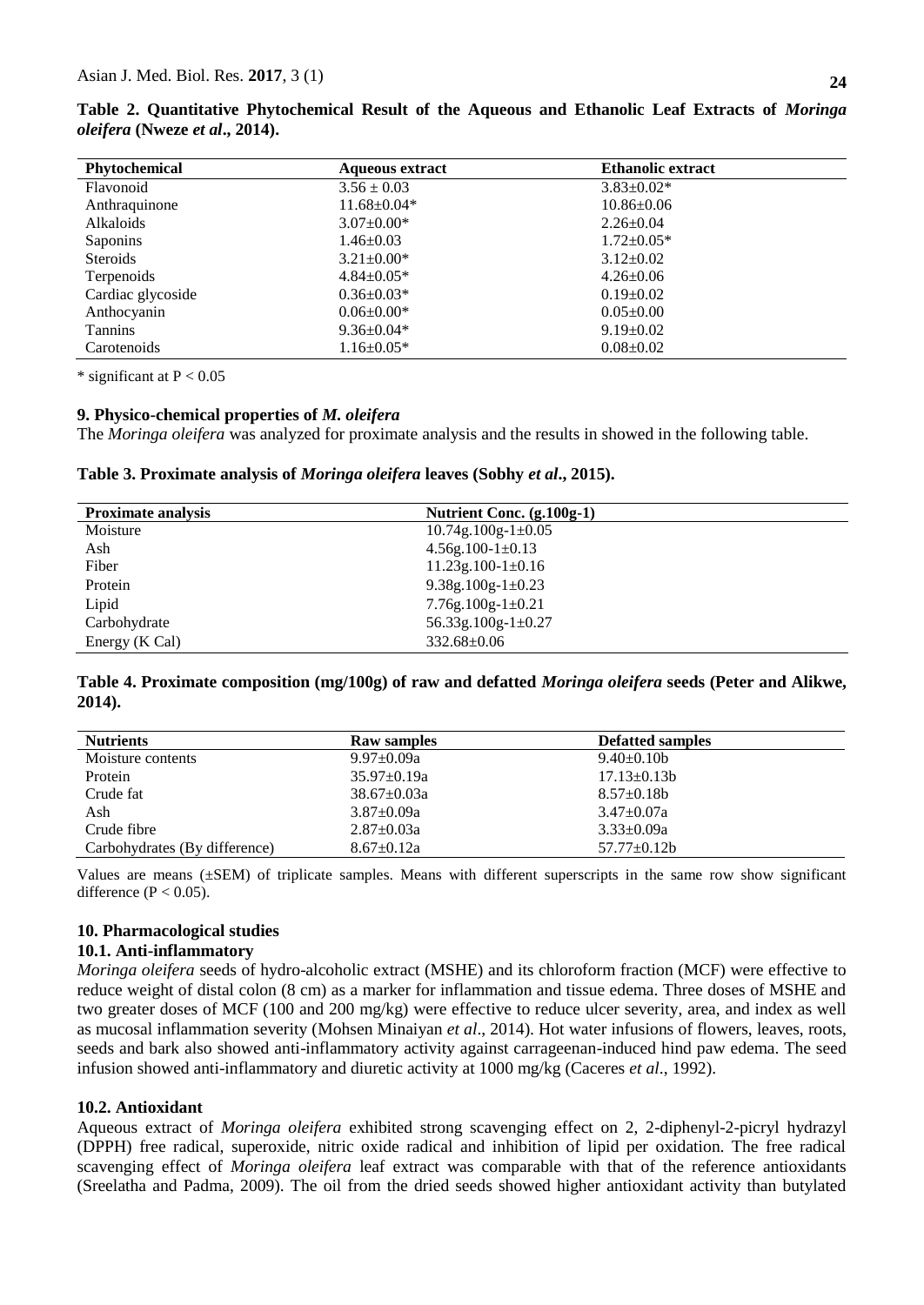**Table 2. Quantitative Phytochemical Result of the Aqueous and Ethanolic Leaf Extracts of *Moringa oleifera* (Nweze *et al*., 2014).**

| Phytochemical | Aqueous extract | Ethanolic extract |
|---|---|---|
| Flavonoid | 3.56 ± 0.03 | 3.83±0.02* |
| Anthraquinone | 11.68±0.04* | 10.86±0.06 |
| Alkaloids | 3.07±0.00* | 2.26±0.04 |
| Saponins | 1.46±0.03 | 1.72±0.05* |
| Steroids | 3.21±0.00* | 3.12±0.02 |
| Terpenoids | 4.84±0.05* | 4.26±0.06 |
| Cardiac glycoside | 0.36±0.03* | 0.19±0.02 |
| Anthocyanin | 0.06±0.00* | 0.05±0.00 |
| Tannins | 9.36±0.04* | 9.19±0.02 |
| Carotenoids | 1.16±0.05* | 0.08±0.02 |

* significant at $P < 0.05$

### 9. Physico-chemical properties of *M. oleifera*

The *Moringa oleifera* was analyzed for proximate analysis and the results in showed in the following table.

**Table 3. Proximate analysis of *Moringa oleifera* leaves (Sobhy *et al*., 2015).**

| Proximate analysis | Nutrient Conc. (g.100g-1) |
|---|---|
| Moisture | 10.74g.100g-1±0.05 |
| Ash | 4.56g.100-1±0.13 |
| Fiber | 11.23g.100-1±0.16 |
| Protein | 9.38g.100g-1±0.23 |
| Lipid | 7.76g.100g-1±0.21 |
| Carbohydrate | 56.33g.100g-1±0.27 |
| Energy (K Cal) | 332.68±0.06 |

**Table 4. Proximate composition (mg/100g) of raw and defatted *Moringa oleifera* seeds (Peter and Alikwe, 2014).**

| Nutrients | Raw samples | Defatted samples |
|---|---|---|
| Moisture contents | 9.97±0.09a | 9.40±0.10b |
| Protein | 35.97±0.19a | 17.13±0.13b |
| Crude fat | 38.67±0.03a | 8.57±0.18b |
| Ash | 3.87±0.09a | 3.47±0.07a |
| Crude fibre | 2.87±0.03a | 3.33±0.09a |
| Carbohydrates (By difference) | 8.67±0.12a | 57.77±0.12b |

Values are means (±SEM) of triplicate samples. Means with different superscripts in the same row show significant difference ($P < 0.05$).

### 10. Pharmacological studies

#### 10.1. Anti-inflammatory

*Moringa oleifera* seeds of hydro-alcoholic extract (MSHE) and its chloroform fraction (MCF) were effective to reduce weight of distal colon (8 cm) as a marker for inflammation and tissue edema. Three doses of MSHE and two greater doses of MCF (100 and 200 mg/kg) were effective to reduce ulcer severity, area, and index as well as mucosal inflammation severity (Mohsen Minaiyan *et al*., 2014). Hot water infusions of flowers, leaves, roots, seeds and bark also showed anti-inflammatory activity against carrageenan-induced hind paw edema. The seed infusion showed anti-inflammatory and diuretic activity at 1000 mg/kg (Caceres *et al*., 1992).

#### 10.2. Antioxidant

Aqueous extract of *Moringa oleifera* exhibited strong scavenging effect on 2, 2-diphenyl-2-picryl hydrazyl (DPPH) free radical, superoxide, nitric oxide radical and inhibition of lipid per oxidation. The free radical scavenging effect of *Moringa oleifera* leaf extract was comparable with that of the reference antioxidants (Sreelatha and Padma, 2009). The oil from the dried seeds showed higher antioxidant activity than butylated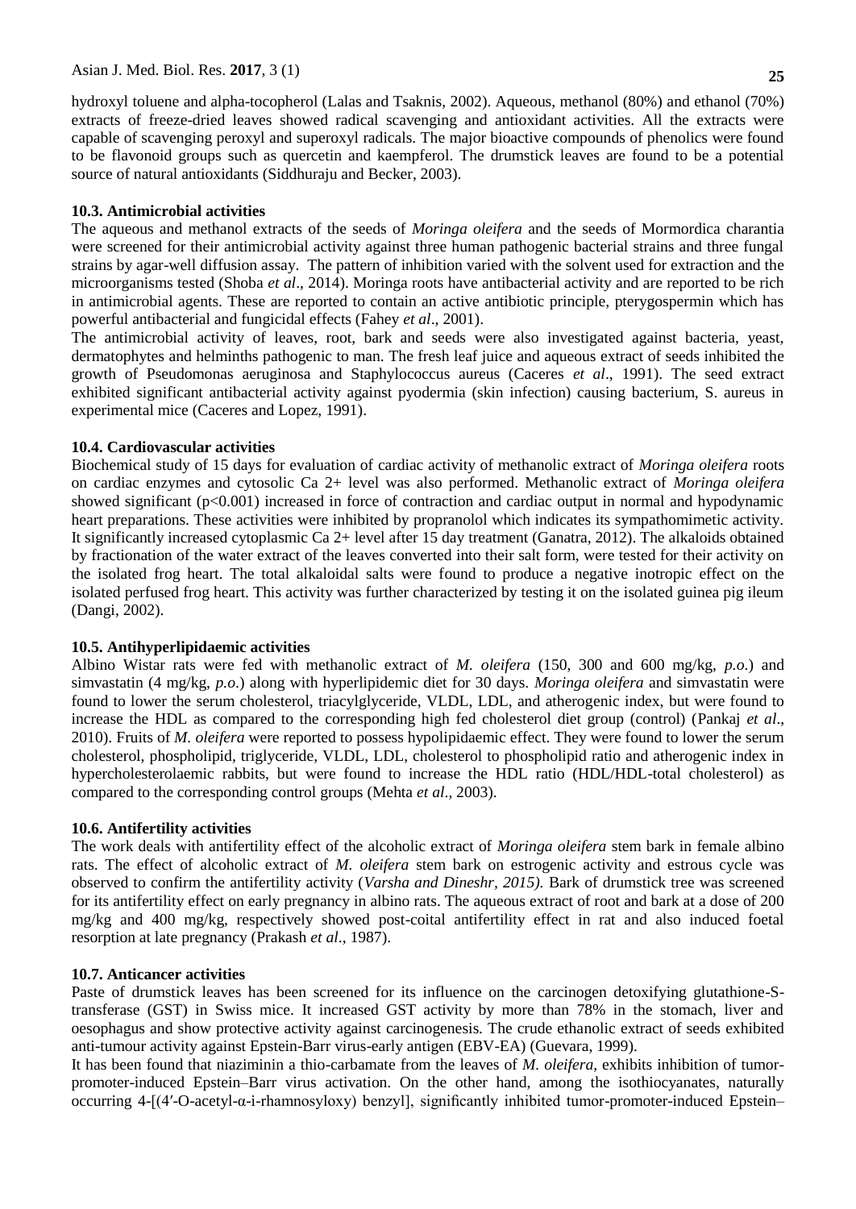hydroxyl toluene and alpha-tocopherol (Lalas and Tsaknis, 2002). Aqueous, methanol (80%) and ethanol (70%) extracts of freeze-dried leaves showed radical scavenging and antioxidant activities. All the extracts were capable of scavenging peroxyl and superoxyl radicals. The major bioactive compounds of phenolics were found to be flavonoid groups such as quercetin and kaempferol. The drumstick leaves are found to be a potential source of natural antioxidants (Siddhuraju and Becker, 2003).

### 10.3. Antimicrobial activities

The aqueous and methanol extracts of the seeds of *Moringa oleifera* and the seeds of Mormordica charantia were screened for their antimicrobial activity against three human pathogenic bacterial strains and three fungal strains by agar-well diffusion assay. The pattern of inhibition varied with the solvent used for extraction and the microorganisms tested (Shoba *et al*., 2014). Moringa roots have antibacterial activity and are reported to be rich in antimicrobial agents. These are reported to contain an active antibiotic principle, pterygospermin which has powerful antibacterial and fungicidal effects (Fahey *et al*., 2001).

The antimicrobial activity of leaves, root, bark and seeds were also investigated against bacteria, yeast, dermatophytes and helminths pathogenic to man. The fresh leaf juice and aqueous extract of seeds inhibited the growth of Pseudomonas aeruginosa and Staphylococcus aureus (Caceres *et al*., 1991). The seed extract exhibited significant antibacterial activity against pyodermia (skin infection) causing bacterium, S. aureus in experimental mice (Caceres and Lopez, 1991).

### 10.4. Cardiovascular activities

Biochemical study of 15 days for evaluation of cardiac activity of methanolic extract of *Moringa oleifera* roots on cardiac enzymes and cytosolic Ca 2+ level was also performed. Methanolic extract of *Moringa oleifera* showed significant ($p<0.001$) increased in force of contraction and cardiac output in normal and hypodynamic heart preparations. These activities were inhibited by propranolol which indicates its sympathomimetic activity. It significantly increased cytoplasmic Ca 2+ level after 15 day treatment (Ganatra, 2012). The alkaloids obtained by fractionation of the water extract of the leaves converted into their salt form, were tested for their activity on the isolated frog heart. The total alkaloidal salts were found to produce a negative inotropic effect on the isolated perfused frog heart. This activity was further characterized by testing it on the isolated guinea pig ileum (Dangi, 2002).

### 10.5. Antihyperlipidaemic activities

Albino Wistar rats were fed with methanolic extract of *M. oleifera* (150, 300 and 600 mg/kg, *p.o.*) and simvastatin (4 mg/kg, *p.o.*) along with hyperlipidemic diet for 30 days. *Moringa oleifera* and simvastatin were found to lower the serum cholesterol, triacylglyceride, VLDL, LDL, and atherogenic index, but were found to increase the HDL as compared to the corresponding high fed cholesterol diet group (control) (Pankaj *et al*., 2010). Fruits of *M. oleifera* were reported to possess hypolipidaemic effect. They were found to lower the serum cholesterol, phospholipid, triglyceride, VLDL, LDL, cholesterol to phospholipid ratio and atherogenic index in hypercholesterolaemic rabbits, but were found to increase the HDL ratio (HDL/HDL-total cholesterol) as compared to the corresponding control groups (Mehta *et al*., 2003).

### 10.6. Antifertility activities

The work deals with antifertility effect of the alcoholic extract of *Moringa oleifera* stem bark in female albino rats. The effect of alcoholic extract of *M. oleifera* stem bark on estrogenic activity and estrous cycle was observed to confirm the antifertility activity (*Varsha and Dineshr, 2015).* Bark of drumstick tree was screened for its antifertility effect on early pregnancy in albino rats. The aqueous extract of root and bark at a dose of 200 mg/kg and 400 mg/kg, respectively showed post-coital antifertility effect in rat and also induced foetal resorption at late pregnancy (Prakash *et al*., 1987).

### 10.7. Anticancer activities

Paste of drumstick leaves has been screened for its influence on the carcinogen detoxifying glutathione-S-transferase (GST) in Swiss mice. It increased GST activity by more than 78% in the stomach, liver and oesophagus and show protective activity against carcinogenesis. The crude ethanolic extract of seeds exhibited anti-tumour activity against Epstein-Barr virus-early antigen (EBV-EA) (Guevara, 1999).

It has been found that niaziminin a thio-carbamate from the leaves of *M. oleifera*, exhibits inhibition of tumor-promoter-induced Epstein–Barr virus activation. On the other hand, among the isothiocyanates, naturally occurring 4-[(4′-O-acetyl-α-i-rhamnosyloxy) benzyl], significantly inhibited tumor-promoter-induced Epstein–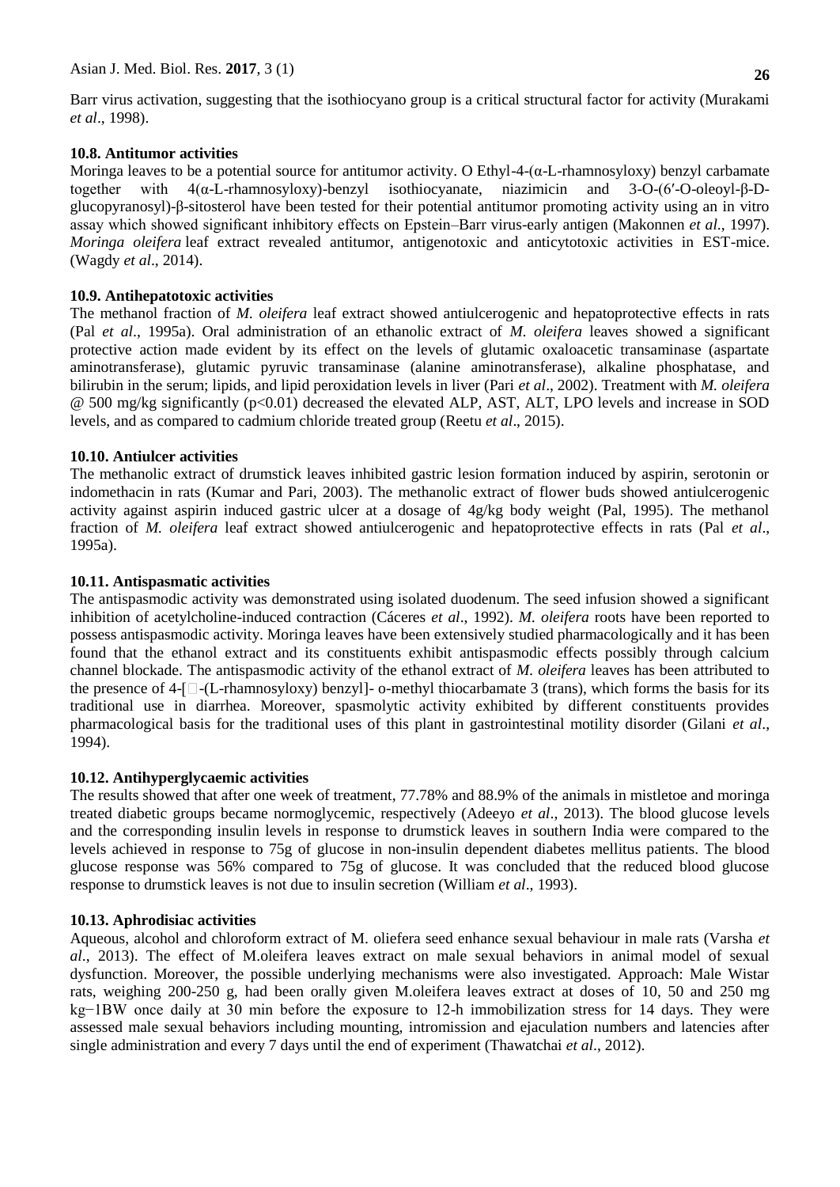Barr virus activation, suggesting that the isothiocyano group is a critical structural factor for activity (Murakami *et al*., 1998).

### 10.8. Antitumor activities

Moringa leaves to be a potential source for antitumor activity. O Ethyl-4-(α-L-rhamnosyloxy) benzyl carbamate together with 4(α-L-rhamnosyloxy)-benzyl isothiocyanate, niazimicin and 3-O-(6′-O-oleoyl-β-D-glucopyranosyl)-β-sitosterol have been tested for their potential antitumor promoting activity using an in vitro assay which showed significant inhibitory effects on Epstein–Barr virus-early antigen (Makonnen *et al*., 1997). *Moringa oleifera* leaf extract revealed antitumor, antigenotoxic and anticytotoxic activities in EST-mice. (Wagdy *et al*., 2014).

### 10.9. Antihepatotoxic activities

The methanol fraction of *M. oleifera* leaf extract showed antiulcerogenic and hepatoprotective effects in rats (Pal *et al*., 1995a). Oral administration of an ethanolic extract of *M. oleifera* leaves showed a significant protective action made evident by its effect on the levels of glutamic oxaloacetic transaminase (aspartate aminotransferase), glutamic pyruvic transaminase (alanine aminotransferase), alkaline phosphatase, and bilirubin in the serum; lipids, and lipid peroxidation levels in liver (Pari *et al*., 2002). Treatment with *M. oleifera* @ 500 mg/kg significantly ($p<0.01$) decreased the elevated ALP, AST, ALT, LPO levels and increase in SOD levels, and as compared to cadmium chloride treated group (Reetu *et al*., 2015).

### 10.10. Antiulcer activities

The methanolic extract of drumstick leaves inhibited gastric lesion formation induced by aspirin, serotonin or indomethacin in rats (Kumar and Pari, 2003). The methanolic extract of flower buds showed antiulcerogenic activity against aspirin induced gastric ulcer at a dosage of 4g/kg body weight (Pal, 1995). The methanol fraction of *M. oleifera* leaf extract showed antiulcerogenic and hepatoprotective effects in rats (Pal *et al*., 1995a).

### 10.11. Antispasmatic activities

The antispasmodic activity was demonstrated using isolated duodenum. The seed infusion showed a significant inhibition of acetylcholine-induced contraction (Cáceres *et al*., 1992). *M. oleifera* roots have been reported to possess antispasmodic activity. Moringa leaves have been extensively studied pharmacologically and it has been found that the ethanol extract and its constituents exhibit antispasmodic effects possibly through calcium channel blockade. The antispasmodic activity of the ethanol extract of *M. oleifera* leaves has been attributed to the presence of 4-[-(L-rhamnosyloxy) benzyl]- o-methyl thiocarbamate 3 (trans), which forms the basis for its traditional use in diarrhea. Moreover, spasmolytic activity exhibited by different constituents provides pharmacological basis for the traditional uses of this plant in gastrointestinal motility disorder (Gilani *et al*., 1994).

### 10.12. Antihyperglycaemic activities

The results showed that after one week of treatment, 77.78% and 88.9% of the animals in mistletoe and moringa treated diabetic groups became normoglycemic, respectively (Adeeyo *et al*., 2013). The blood glucose levels and the corresponding insulin levels in response to drumstick leaves in southern India were compared to the levels achieved in response to 75g of glucose in non-insulin dependent diabetes mellitus patients. The blood glucose response was 56% compared to 75g of glucose. It was concluded that the reduced blood glucose response to drumstick leaves is not due to insulin secretion (William *et al*., 1993).

### 10.13. Aphrodisiac activities

Aqueous, alcohol and chloroform extract of M. oliefera seed enhance sexual behaviour in male rats (Varsha *et al*., 2013). The effect of M.oleifera leaves extract on male sexual behaviors in animal model of sexual dysfunction. Moreover, the possible underlying mechanisms were also investigated. Approach: Male Wistar rats, weighing 200-250 g, had been orally given M.oleifera leaves extract at doses of 10, 50 and 250 mg $kg^{-1}$BW once daily at 30 min before the exposure to 12-h immobilization stress for 14 days. They were assessed male sexual behaviors including mounting, intromission and ejaculation numbers and latencies after single administration and every 7 days until the end of experiment (Thawatchai *et al*., 2012).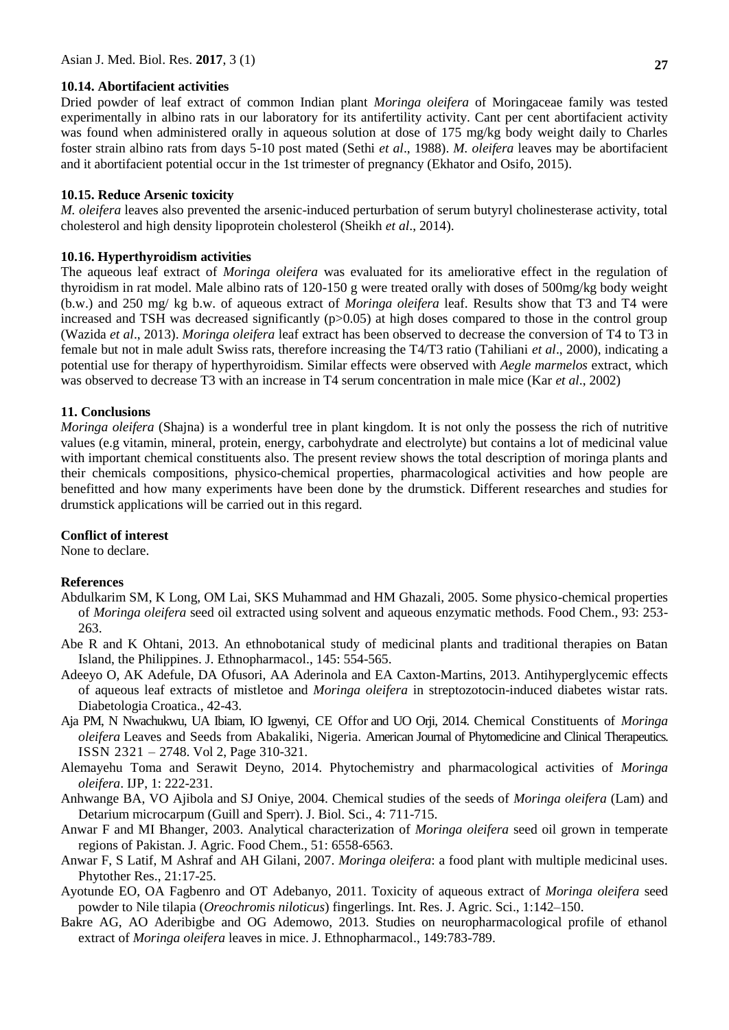### 10.14. Abortifacient activities

Dried powder of leaf extract of common Indian plant *Moringa oleifera* of Moringaceae family was tested experimentally in albino rats in our laboratory for its antifertility activity. Cant per cent abortifacient activity was found when administered orally in aqueous solution at dose of 175 mg/kg body weight daily to Charles foster strain albino rats from days 5-10 post mated (Sethi *et al*., 1988). *M. oleifera* leaves may be abortifacient and it abortifacient potential occur in the 1st trimester of pregnancy (Ekhator and Osifo, 2015).

### 10.15. Reduce Arsenic toxicity

*M. oleifera* leaves also prevented the arsenic-induced perturbation of serum butyryl cholinesterase activity, total cholesterol and high density lipoprotein cholesterol (Sheikh *et al*., 2014).

### 10.16. Hyperthyroidism activities

The aqueous leaf extract of *Moringa oleifera* was evaluated for its ameliorative effect in the regulation of thyroidism in rat model. Male albino rats of 120-150 g were treated orally with doses of 500mg/kg body weight (b.w.) and 250 mg/ kg b.w. of aqueous extract of *Moringa oleifera* leaf. Results show that T3 and T4 were increased and TSH was decreased significantly ($p>0.05$) at high doses compared to those in the control group (Wazida *et al*., 2013). *Moringa oleifera* leaf extract has been observed to decrease the conversion of T4 to T3 in female but not in male adult Swiss rats, therefore increasing the T4/T3 ratio (Tahiliani *et al*., 2000), indicating a potential use for therapy of hyperthyroidism. Similar effects were observed with *Aegle marmelos* extract, which was observed to decrease T3 with an increase in T4 serum concentration in male mice (Kar *et al*., 2002)

## 11. Conclusions

*Moringa oleifera* (Shajna) is a wonderful tree in plant kingdom. It is not only the possess the rich of nutritive values (e.g vitamin, mineral, protein, energy, carbohydrate and electrolyte) but contains a lot of medicinal value with important chemical constituents also. The present review shows the total description of moringa plants and their chemicals compositions, physico-chemical properties, pharmacological activities and how people are benefitted and how many experiments have been done by the drumstick. Different researches and studies for drumstick applications will be carried out in this regard.

## Conflict of interest

None to declare.

## References

Abdulkarim SM, K Long, OM Lai, SKS Muhammad and HM Ghazali, 2005. Some physico-chemical properties of *Moringa oleifera* seed oil extracted using solvent and aqueous enzymatic methods. Food Chem., 93: 253-263.

Abe R and K Ohtani, 2013. An ethnobotanical study of medicinal plants and traditional therapies on Batan Island, the Philippines. J. Ethnopharmacol., 145: 554-565.

Adeeyo O, AK Adefule, DA Ofusori, AA Aderinola and EA Caxton-Martins, 2013. Antihyperglycemic effects of aqueous leaf extracts of mistletoe and *Moringa oleifera* in streptozotocin-induced diabetes wistar rats. Diabetologia Croatica., 42-43.

Aja PM, N Nwachukwu, UA Ibiam, IO Igwenyi, CE Offor and UO Orji, 2014. Chemical Constituents of *Moringa oleifera* Leaves and Seeds from Abakaliki, Nigeria. American Journal of Phytomedicine and Clinical Therapeutics. ISSN 2321 – 2748. Vol 2, Page 310-321.

Alemayehu Toma and Serawit Deyno, 2014. Phytochemistry and pharmacological activities of *Moringa oleifera*. IJP, 1: 222-231.

Anhwange BA, VO Ajibola and SJ Oniye, 2004. Chemical studies of the seeds of *Moringa oleifera* (Lam) and Detarium microcarpum (Guill and Sperr). J. Biol. Sci., 4: 711-715.

Anwar F and MI Bhanger, 2003. Analytical characterization of *Moringa oleifera* seed oil grown in temperate regions of Pakistan. J. Agric. Food Chem., 51: 6558-6563.

Anwar F, S Latif, M Ashraf and AH Gilani, 2007. *Moringa oleifera*: a food plant with multiple medicinal uses. Phytother Res., 21:17-25.

Ayotunde EO, OA Fagbenro and OT Adebanyo, 2011. Toxicity of aqueous extract of *Moringa oleifera* seed powder to Nile tilapia (*Oreochromis niloticus*) fingerlings. Int. Res. J. Agric. Sci., 1:142–150.

Bakre AG, AO Aderibigbe and OG Ademowo, 2013. Studies on neuropharmacological profile of ethanol extract of *Moringa oleifera* leaves in mice. J. Ethnopharmacol., 149:783-789.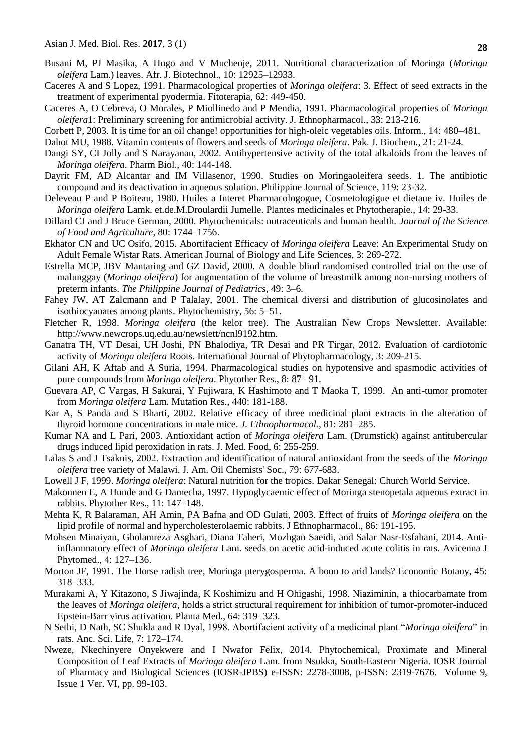Busani M, PJ Masika, A Hugo and V Muchenje, 2011. Nutritional characterization of Moringa (*Moringa oleifera* Lam.) leaves. Afr. J. Biotechnol., 10: 12925–12933.

Caceres A and S Lopez, 1991. Pharmacological properties of *Moringa oleifera*: 3. Effect of seed extracts in the treatment of experimental pyoderm

ia. Fitoterapia, 62: 449-450.

Caceres A, O Cebreva, O Morales, P Miollinedo and P Mendia, 1991. Pharmacological properties of *Moringa oleifera*1: Preliminary screening for antimicrobial activity. J. Ethnopharmacol., 33: 213-216.

Corbett P, 2003. It is time for an oil change! opportunities for high-oleic vegetables oils. Inform., 14: 480–481.

Dahot MU, 1988. Vitamin contents of flowers and seeds of *Moringa oleifera*. Pak. J. Biochem., 21: 21-24.

Dangi SY, CI Jolly and S Narayanan, 2002. Antihypertensive activity of the total alkaloids from the leaves of *Moringa oleifera*. Pharm Biol., 40: 144-148.

Dayrit FM, AD Alcantar and IM Villasenor, 1990. Studies on Moringaoleifera seeds. 1. The antibiotic compound and its deactivation in aqueous solution. Philippine Journal of Science, 119: 23-32.

Deleveau P and P Boiteau, 1980. Huiles a Interet Pharmacologogue, Cosmetologigue et dietaue iv. Huiles de *Moringa oleifera* Lamk. et.de.M.Droulardii Jumelle. Plantes medicinales et Phytotherapie., 14: 29-33.

Dillard CJ and J Bruce German, 2000. Phytochemicals: nutraceuticals and human health. *Journal of the Science of Food and Agriculture*, 80: 1744–1756.

Ekhator CN and UC Osifo, 2015. Abortifacient Efficacy of *Moringa oleifera* Leave: An Experimental Study on Adult Female Wistar Rats. American Journal of Biology and Life Sciences, 3: 269-272.

Estrella MCP, JBV Mantaring and GZ David, 2000. A double blind randomised controlled trial on the use of malunggay (*Moringa oleifera*) for augmentation of the volume of breastmilk among non-nursing mothers of preterm infants. *The Philippine Journal of Pediatrics*, 49: 3–6.

Fahey JW, AT Zalcmann and P Talalay, 2001. The chemical diversi and distribution of glucosinolates and isothiocyanates among plants. Phytochemistry, 56: 5–51.

Fletcher R, 1998. *Moringa oleifera* (the kelor tree). The Australian New Crops Newsletter. Available: http://www.newcrops.uq.edu.au/newslett/ncnl9192.htm.

Ganatra TH, VT Desai, UH Joshi, PN Bhalodiya, TR Desai and PR Tirgar, 2012. Evaluation of cardiotonic activity of *Moringa oleifera* Roots. International Journal of Phytopharmacology, 3: 209-215.

Gilani AH, K Aftab and A Suria, 1994. Pharmacological studies on hypotensive and spasmodic activities of pure compounds from *Moringa oleifera*. Phytother Res., 8: 87– 91.

Guevara AP, C Vargas, H Sakurai, Y Fujiwara, K Hashimoto and T Maoka T, 1999. An anti-tumor promoter from *Moringa oleifera* Lam. Mutation Res., 440: 181-188.

Kar A, S Panda and S Bharti, 2002. Relative efficacy of three medicinal plant extracts in the alteration of thyroid hormone concentrations in male mice. *J. Ethnopharmacol.*, 81: 281–285.

Kumar NA and L Pari, 2003. Antioxidant action of *Moringa oleifera* Lam. (Drumstick) against antitubercular drugs induced lipid peroxidation in rats. J. Med. Food, 6: 255-259.

Lalas S and J Tsaknis, 2002. Extraction and identification of natural antioxidant from the seeds of the *Moringa oleifera* tree variety of Malawi. J. Am. Oil Chemists' Soc., 79: 677-683.

Lowell J F, 1999. *Moringa oleifera*: Natural nutrition for the tropics. Dakar Senegal: Church World Service.

Makonnen E, A Hunde and G Damecha, 1997. Hypoglycaemic effect of Moringa stenopetala aqueous extract in rabbits. Phytother Res., 11: 147–148.

Mehta K, R Balaraman, AH Amin, PA Bafna and OD Gulati, 2003. Effect of fruits of *Moringa oleifera* on the lipid profile of normal and hypercholesterolaemic rabbits. J Ethnopharmacol., 86: 191-195.

Mohsen Minaiyan, Gholamreza Asghari, Diana Taheri, Mozhgan Saeidi, and Salar Nasr-Esfahani, 2014. Anti-inflammatory effect of *Moringa oleifera* Lam. seeds on acetic acid-induced acute colitis in rats. Avicenna J Phytomed., 4: 127–136.

Morton JF, 1991. The Horse radish tree, Moringa pterygosperma. A boon to arid lands? Economic Botany, 45: 318–333.

Murakami A, Y Kitazono, S Jiwajinda, K Koshimizu and H Ohigashi, 1998. Niaziminin, a thiocarbamate from the leaves of *Moringa oleifera*, holds a strict structural requirement for inhibition of tumor-promoter-induced Epstein-Barr virus activation. Planta Med., 64: 319–323.

N Sethi, D Nath, SC Shukla and R Dyal, 1998. Abortifacient activity of a medicinal plant "*Moringa oleifera*" in rats. Anc. Sci. Life, 7: 172–174.

Nweze, Nkechinyere Onyekwere and I Nwafor Felix, 2014. Phytochemical, Proximate and Mineral Composition of Leaf Extracts of *Moringa oleifera* Lam. from Nsukka, South-Eastern Nigeria. IOSR Journal of Pharmacy and Biological Sciences (IOSR-JPBS) e-ISSN: 2278-3008, p-ISSN: 2319-7676. Volume 9, Issue 1 Ver. VI, pp. 99-103.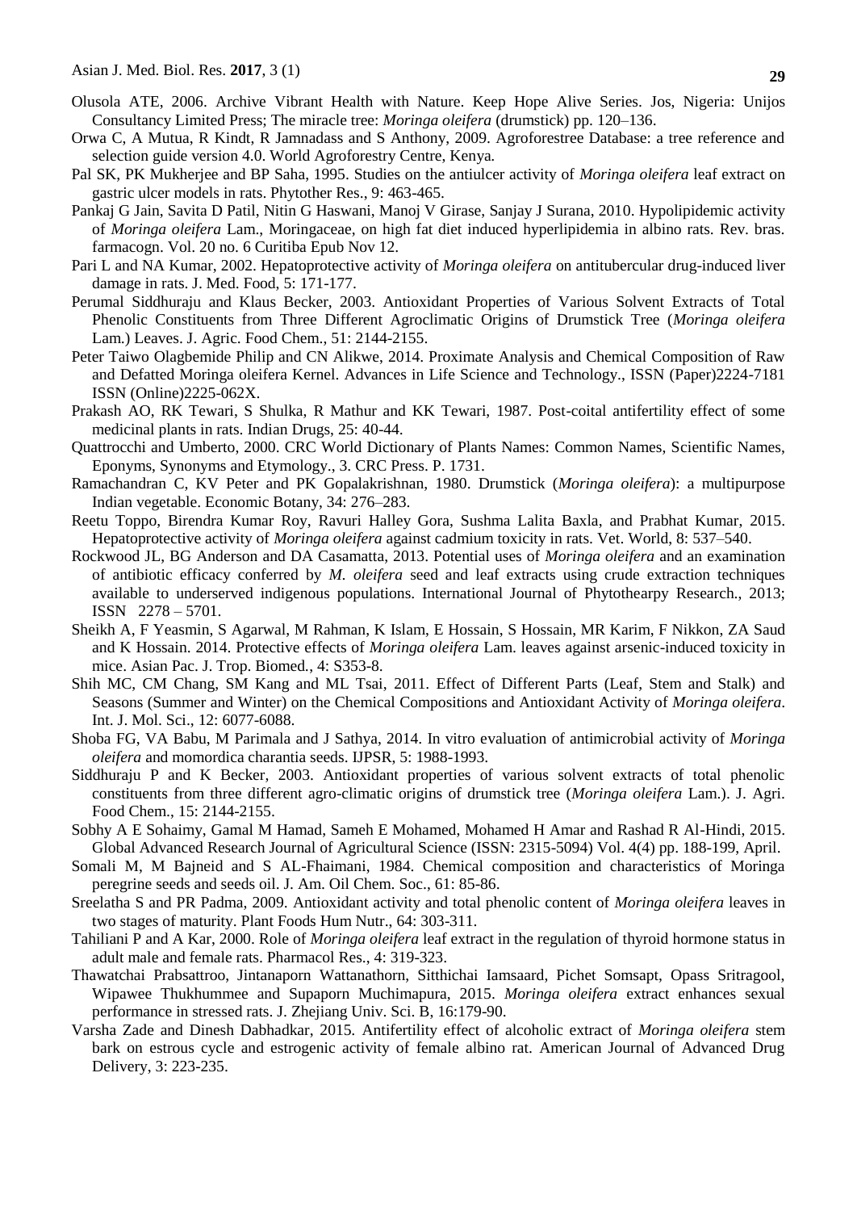Olusola ATE, 2006. Archive Vibrant Health with Nature. Keep Hope Alive Series. Jos, Nigeria: Unijos Consultancy Limited Press; The miracle tree: *Moringa oleifera* (drumstick) pp. 120–136.

Orwa C, A Mutua, R Kindt, R Jamnadass and S Anthony, 2009. Agroforestree Database: a tree reference and selection guide version 4.0. World Agroforestry Centre, Kenya.

Pal SK, PK Mukherjee and BP Saha, 1995. Studies on the antiulcer activity of *Moringa oleifera* leaf extract on gastric ulcer models in rats. Phytother Res., 9: 463-465.

Pankaj G Jain, Savita D Patil, Nitin G Haswani, Manoj V Girase, Sanjay J Surana, 2010. Hypolipidemic activity of *Moringa oleifera* Lam., Moringaceae, on high fat diet induced hyperlipidemia in albino rats. Rev. bras. farmacogn. Vol. 20 no. 6 Curitiba Epub Nov 12.

Pari L and NA Kumar, 2002. Hepatoprotective activity of *Moringa oleifera* on antitubercular drug-induced liver damage in rats. J. Med. Food, 5: 171-177.

Perumal Siddhuraju and Klaus Becker, 2003. Antioxidant Properties of Various Solvent Extracts of Total Phenolic Constituents from Three Different Agroclimatic Origins of Drumstick Tree (*Moringa oleifera* Lam.) Leaves. J. Agric. Food Chem., 51: 2144-2155.

Peter Taiwo Olagbemide Philip and CN Alikwe, 2014. Proximate Analysis and Chemical Composition of Raw and Defatted Moringa oleifera Kernel. Advances in Life Science and Technology., ISSN (Paper)2224-7181 ISSN (Online)2225-062X.

Prakash AO, RK Tewari, S Shulka, R Mathur and KK Tewari, 1987. Post-coital antifertility effect of some medicinal plants in rats. Indian Drugs, 25: 40-44.

Quattrocchi and Umberto, 2000. CRC World Dictionary of Plants Names: Common Names, Scientific Names, Eponyms, Synonyms and Etymology., 3. CRC Press. P. 1731.

Ramachandran C, KV Peter and PK Gopalakrishnan, 1980. Drumstick (*Moringa oleifera*): a multipurpose Indian vegetable. Economic Botany, 34: 276–283.

Reetu Toppo, Birendra Kumar Roy, Ravuri Halley Gora, Sushma Lalita Baxla, and Prabhat Kumar, 2015. Hepatoprotective activity of *Moringa oleifera* against cadmium toxicity in rats. Vet. World, 8: 537–540.

Rockwood JL, BG Anderson and DA Casamatta, 2013. Potential uses of *Moringa oleifera* and an examination of antibiotic efficacy conferred by *M. oleifera* seed and leaf extracts using crude extraction techniques available to underserved indigenous populations. International Journal of Phytothearpy Research., 2013; ISSN 2278 – 5701.

Sheikh A, F Yeasmin, S Agarwal, M Rahman, K Islam, E Hossain, S Hossain, MR Karim, F Nikkon, ZA Saud and K Hossain. 2014. Protective effects of *Moringa oleifera* Lam. leaves against arsenic-induced toxicity in mice. Asian Pac. J. Trop. Biomed., 4: S353-8.

Shih MC, CM Chang, SM Kang and ML Tsai, 2011. Effect of Different Parts (Leaf, Stem and Stalk) and Seasons (Summer and Winter) on the Chemical Compositions and Antioxidant Activity of *Moringa oleifera*. Int. J. Mol. Sci., 12: 6077-6088.

Shoba FG, VA Babu, M Parimala and J Sathya, 2014. In vitro evaluation of antimicrobial activity of *Moringa oleifera* and momordica charantia seeds. IJPSR, 5: 1988-1993.

Siddhuraju P and K Becker, 2003. Antioxidant properties of various solvent extracts of total phenolic constituents from three different agro-climatic origins of drumstick tree (*Moringa oleifera* Lam.). J. Agri. Food Chem., 15: 2144-2155.

Sobhy A E Sohaimy, Gamal M Hamad, Sameh E Mohamed, Mohamed H Amar and Rashad R Al-Hindi, 2015. Global Advanced Research Journal of Agricultural Science (ISSN: 2315-5094) Vol. 4(4) pp. 188-199, April.

Somali M, M Bajneid and S AL-Fhaimani, 1984. Chemical composition and characteristics of Moringa peregrine seeds and seeds oil. J. Am. Oil Chem. Soc., 61: 85-86.

Sreelatha S and PR Padma, 2009. Antioxidant activity and total phenolic content of *Moringa oleifera* leaves in two stages of maturity. Plant Foods Hum Nutr., 64: 303-311.

Tahiliani P and A Kar, 2000. Role of *Moringa oleifera* leaf extract in the regulation of thyroid hormone status in adult male and female rats. Pharmacol Res., 4: 319-323.

Thawatchai Prabsattroo, Jintanaporn Wattanathorn, Sitthichai Iamsaard, Pichet Somsapt, Opass Sritragool, Wipawee Thukhummee and Supaporn Muchimapura, 2015. *Moringa oleifera* extract enhances sexual performance in stressed rats. J. Zhejiang Univ. Sci. B, 16:179-90.

Varsha Zade and Dinesh Dabhadkar, 2015. Antifertility effect of alcoholic extract of *Moringa oleifera* stem bark on estrous cycle and estrogenic activity of female albino rat. American Journal of Advanced Drug Delivery, 3: 223-235.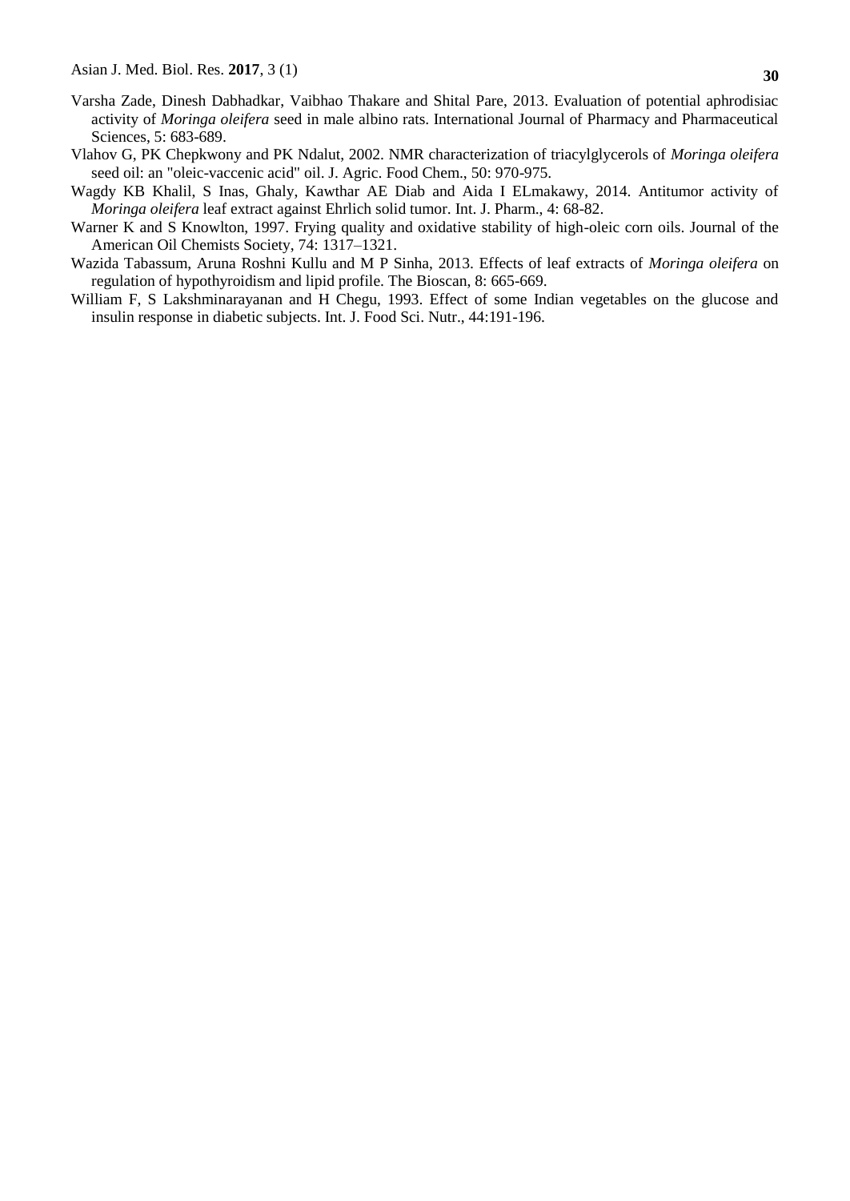Varsha Zade, Dinesh Dabhadkar, Vaibhao Thakare and Shital Pare, 2013. Evaluation of potential aphrodisiac activity of *Moringa oleifera* seed in male albino rats. International Journal of Pharmacy and Pharmaceutical Sciences, 5: 683-689.

Vlahov G, PK Chepkwony and PK Ndalut, 2002. NMR characterization of triacylglycerols of *Moringa oleifera* seed oil: an "oleic-vaccenic acid" oil. J. Agric. Food Chem., 50: 970-975.

Wagdy KB Khalil, S Inas, Ghaly, Kawthar AE Diab and Aida I ELmakawy, 2014. Antitumor activity of *Moringa oleifera* leaf extract against Ehrlich solid tumor. Int. J. Pharm., 4: 68-82.

Warner K and S Knowlton, 1997. Frying quality and oxidative stability of high-oleic corn oils. Journal of the American Oil Chemists Society, 74: 1317–1321.

Wazida Tabassum, Aruna Roshni Kullu and M P Sinha, 2013. Effects of leaf extracts of *Moringa oleifera* on regulation of hypothyroidism and lipid profile. The Bioscan, 8: 665-669.

William F, S Lakshminarayanan and H Chegu, 1993. Effect of some Indian vegetables on the glucose and insulin response in diabetic subjects. Int. J. Food Sci. Nutr., 44:191-196.